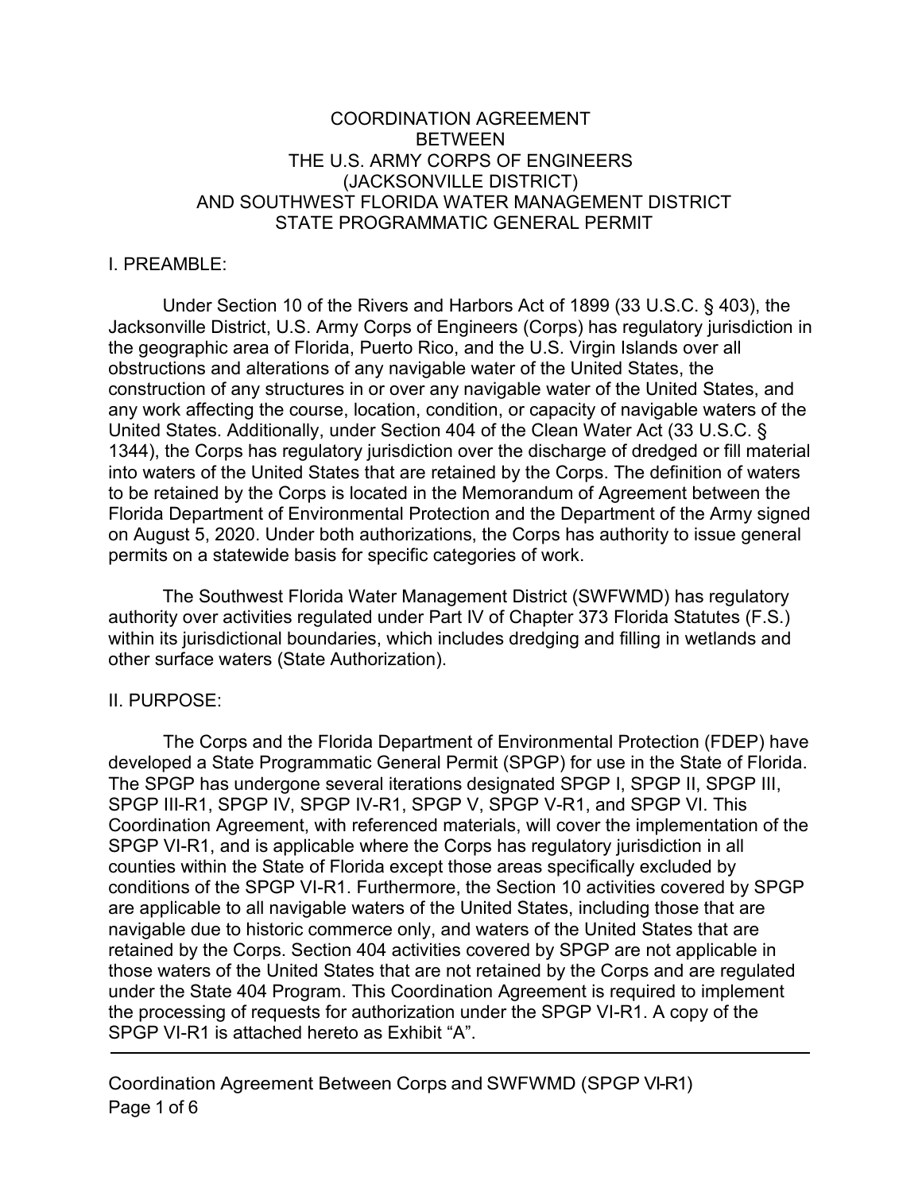# COORDINATION AGREEMENT BETWEEN THE U.S. ARMY CORPS OF ENGINEERS (JACKSONVILLE DISTRICT) AND SOUTHWEST FLORIDA WATER MANAGEMENT DISTRICT STATE PROGRAMMATIC GENERAL PERMIT

## I. PREAMBLE:

Under Section 10 of the Rivers and Harbors Act of 1899 (33 U.S.C. § 403), the Jacksonville District, U.S. Army Corps of Engineers (Corps) has regulatory jurisdiction in the geographic area of Florida, Puerto Rico, and the U.S. Virgin Islands over all obstructions and alterations of any navigable water of the United States, the construction of any structures in or over any navigable water of the United States, and any work affecting the course, location, condition, or capacity of navigable waters of the United States. Additionally, under Section 404 of the Clean Water Act (33 U.S.C. § 1344), the Corps has regulatory jurisdiction over the discharge of dredged or fill material into waters of the United States that are retained by the Corps. The definition of waters to be retained by the Corps is located in the Memorandum of Agreement between the Florida Department of Environmental Protection and the Department of the Army signed on August 5, 2020. Under both authorizations, the Corps has authority to issue general permits on a statewide basis for specific categories of work.

The Southwest Florida Water Management District (SWFWMD) has regulatory authority over activities regulated under Part IV of Chapter 373 Florida Statutes (F.S.) within its jurisdictional boundaries, which includes dredging and filling in wetlands and other surface waters (State Authorization).

## II. PURPOSE:

The Corps and the Florida Department of Environmental Protection (FDEP) have developed a State Programmatic General Permit (SPGP) for use in the State of Florida. The SPGP has undergone several iterations designated SPGP I, SPGP II, SPGP III, SPGP III-R1, SPGP IV, SPGP IV-R1, SPGP V, SPGP V-R1, and SPGP VI. This Coordination Agreement, with referenced materials, will cover the implementation of the SPGP VI-R1, and is applicable where the Corps has regulatory jurisdiction in all counties within the State of Florida except those areas specifically excluded by conditions of the SPGP VI-R1. Furthermore, the Section 10 activities covered by SPGP are applicable to all navigable waters of the United States, including those that are navigable due to historic commerce only, and waters of the United States that are retained by the Corps. Section 404 activities covered by SPGP are not applicable in those waters of the United States that are not retained by the Corps and are regulated under the State 404 Program. This Coordination Agreement is required to implement the processing of requests for authorization under the SPGP VI-R1. A copy of the SPGP VI-R1 is attached hereto as Exhibit "A".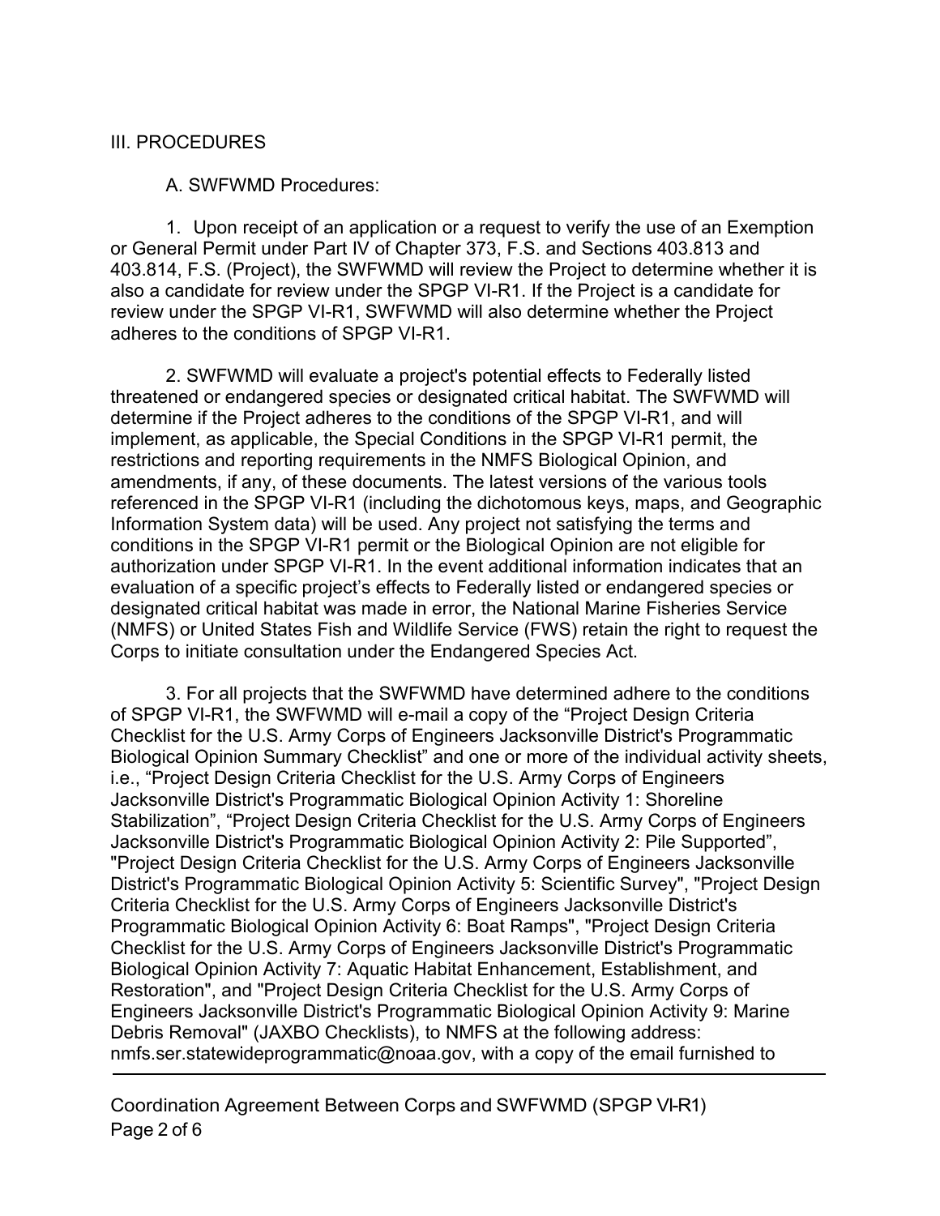## III. PROCEDURES

### A. SWFWMD Procedures:

1. Upon receipt of an application or a request to verify the use of an Exemption or General Permit under Part IV of Chapter 373, F.S. and Sections 403.813 and 403.814, F.S. (Project), the SWFWMD will review the Project to determine whether it is also a candidate for review under the SPGP VI-R1. If the Project is a candidate for review under the SPGP VI-R1, SWFWMD will also determine whether the Project adheres to the conditions of SPGP VI-R1.

2. SWFWMD will evaluate a project's potential effects to Federally listed threatened or endangered species or designated critical habitat. The SWFWMD will determine if the Project adheres to the conditions of the SPGP VI-R1, and will implement, as applicable, the Special Conditions in the SPGP VI-R1 permit, the restrictions and reporting requirements in the NMFS Biological Opinion, and amendments, if any, of these documents. The latest versions of the various tools referenced in the SPGP VI-R1 (including the dichotomous keys, maps, and Geographic Information System data) will be used. Any project not satisfying the terms and conditions in the SPGP VI-R1 permit or the Biological Opinion are not eligible for authorization under SPGP VI-R1. In the event additional information indicates that an evaluation of a specific project's effects to Federally listed or endangered species or designated critical habitat was made in error, the National Marine Fisheries Service (NMFS) or United States Fish and Wildlife Service (FWS) retain the right to request the Corps to initiate consultation under the Endangered Species Act.

3. For all projects that the SWFWMD have determined adhere to the conditions of SPGP VI-R1, the SWFWMD will e-mail a copy of the "Project Design Criteria Checklist for the U.S. Army Corps of Engineers Jacksonville District's Programmatic Biological Opinion Summary Checklist" and one or more of the individual activity sheets, i.e., "Project Design Criteria Checklist for the U.S. Army Corps of Engineers Jacksonville District's Programmatic Biological Opinion Activity 1: Shoreline Stabilization", "Project Design Criteria Checklist for the U.S. Army Corps of Engineers Jacksonville District's Programmatic Biological Opinion Activity 2: Pile Supported", "Project Design Criteria Checklist for the U.S. Army Corps of Engineers Jacksonville District's Programmatic Biological Opinion Activity 5: Scientific Survey", "Project Design Criteria Checklist for the U.S. Army Corps of Engineers Jacksonville District's Programmatic Biological Opinion Activity 6: Boat Ramps", "Project Design Criteria Checklist for the U.S. Army Corps of Engineers Jacksonville District's Programmatic Biological Opinion Activity 7: Aquatic Habitat Enhancement, Establishment, and Restoration", and "Project Design Criteria Checklist for the U.S. Army Corps of Engineers Jacksonville District's Programmatic Biological Opinion Activity 9: Marine Debris Removal" (JAXBO Checklists), to NMFS at the following address: nmfs.ser.statewideprogrammatic@noaa.gov, with a copy of the email furnished to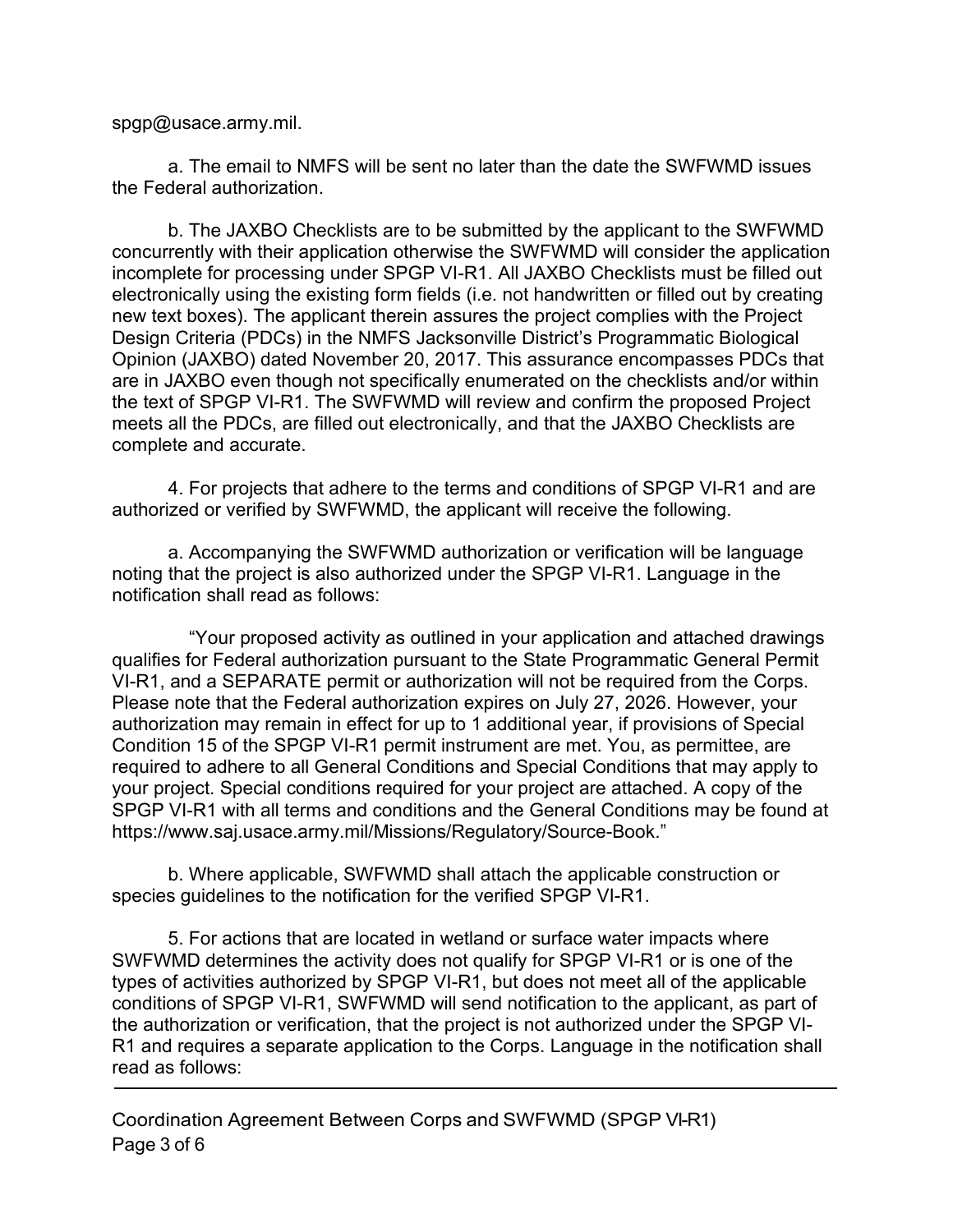spgp@usace.army.mil.

a. The email to NMFS will be sent no later than the date the SWFWMD issues the Federal authorization.

b. The JAXBO Checklists are to be submitted by the applicant to the SWFWMD concurrently with their application otherwise the SWFWMD will consider the application incomplete for processing under SPGP VI-R1. All JAXBO Checklists must be filled out electronically using the existing form fields (i.e. not handwritten or filled out by creating new text boxes). The applicant therein assures the project complies with the Project Design Criteria (PDCs) in the NMFS Jacksonville District's Programmatic Biological Opinion (JAXBO) dated November 20, 2017. This assurance encompasses PDCs that are in JAXBO even though not specifically enumerated on the checklists and/or within the text of SPGP VI-R1. The SWFWMD will review and confirm the proposed Project meets all the PDCs, are filled out electronically, and that the JAXBO Checklists are complete and accurate.

4. For projects that adhere to the terms and conditions of SPGP VI-R1 and are authorized or verified by SWFWMD, the applicant will receive the following.

a. Accompanying the SWFWMD authorization or verification will be language noting that the project is also authorized under the SPGP VI-R1. Language in the notification shall read as follows:

"Your proposed activity as outlined in your application and attached drawings qualifies for Federal authorization pursuant to the State Programmatic General Permit VI-R1, and a SEPARATE permit or authorization will not be required from the Corps. Please note that the Federal authorization expires on July 27, 2026. However, your authorization may remain in effect for up to 1 additional year, if provisions of Special Condition 15 of the SPGP VI-R1 permit instrument are met. You, as permittee, are required to adhere to all General Conditions and Special Conditions that may apply to your project. Special conditions required for your project are attached. A copy of the SPGP VI-R1 with all terms and conditions and the General Conditions may be found at https://www.saj.usace.army.mil/Missions/Regulatory/Source-Book."

b. Where applicable, SWFWMD shall attach the applicable construction or species guidelines to the notification for the verified SPGP VI-R1.

5. For actions that are located in wetland or surface water impacts where SWFWMD determines the activity does not qualify for SPGP VI-R1 or is one of the types of activities authorized by SPGP VI-R1, but does not meet all of the applicable conditions of SPGP VI-R1, SWFWMD will send notification to the applicant, as part of the authorization or verification, that the project is not authorized under the SPGP VI-R1 and requires a separate application to the Corps. Language in the notification shall read as follows: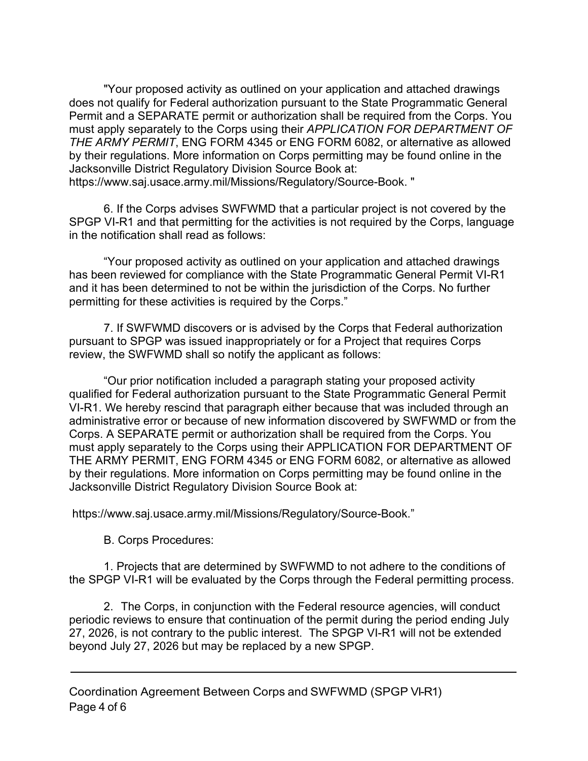"Your proposed activity as outlined on your application and attached drawings does not qualify for Federal authorization pursuant to the State Programmatic General Permit and a SEPARATE permit or authorization shall be required from the Corps. You must apply separately to the Corps using their *APPLICATION FOR DEPARTMENT OF THE ARMY PERMIT*, ENG FORM 4345 or ENG FORM 6082, or alternative as allowed by their regulations. More information on Corps permitting may be found online in the Jacksonville District Regulatory Division Source Book at: https://www.saj.usace.army.mil/Missions/Regulatory/Source-Book. "

6. If the Corps advises SWFWMD that a particular project is not covered by the SPGP VI-R1 and that permitting for the activities is not required by the Corps, language in the notification shall read as follows:

"Your proposed activity as outlined on your application and attached drawings has been reviewed for compliance with the State Programmatic General Permit VI-R1 and it has been determined to not be within the jurisdiction of the Corps. No further permitting for these activities is required by the Corps."

7. If SWFWMD discovers or is advised by the Corps that Federal authorization pursuant to SPGP was issued inappropriately or for a Project that requires Corps review, the SWFWMD shall so notify the applicant as follows:

"Our prior notification included a paragraph stating your proposed activity qualified for Federal authorization pursuant to the State Programmatic General Permit VI-R1. We hereby rescind that paragraph either because that was included through an administrative error or because of new information discovered by SWFWMD or from the Corps. A SEPARATE permit or authorization shall be required from the Corps. You must apply separately to the Corps using their APPLICATION FOR DEPARTMENT OF THE ARMY PERMIT, ENG FORM 4345 or ENG FORM 6082, or alternative as allowed by their regulations. More information on Corps permitting may be found online in the Jacksonville District Regulatory Division Source Book at:

https://www.saj.usace.army.mil/Missions/Regulatory/Source-Book."

B. Corps Procedures:

1. Projects that are determined by SWFWMD to not adhere to the conditions of the SPGP VI-R1 will be evaluated by the Corps through the Federal permitting process.

2. The Corps, in conjunction with the Federal resource agencies, will conduct periodic reviews to ensure that continuation of the permit during the period ending July 27, 2026, is not contrary to the public interest. The SPGP VI-R1 will not be extended beyond July 27, 2026 but may be replaced by a new SPGP.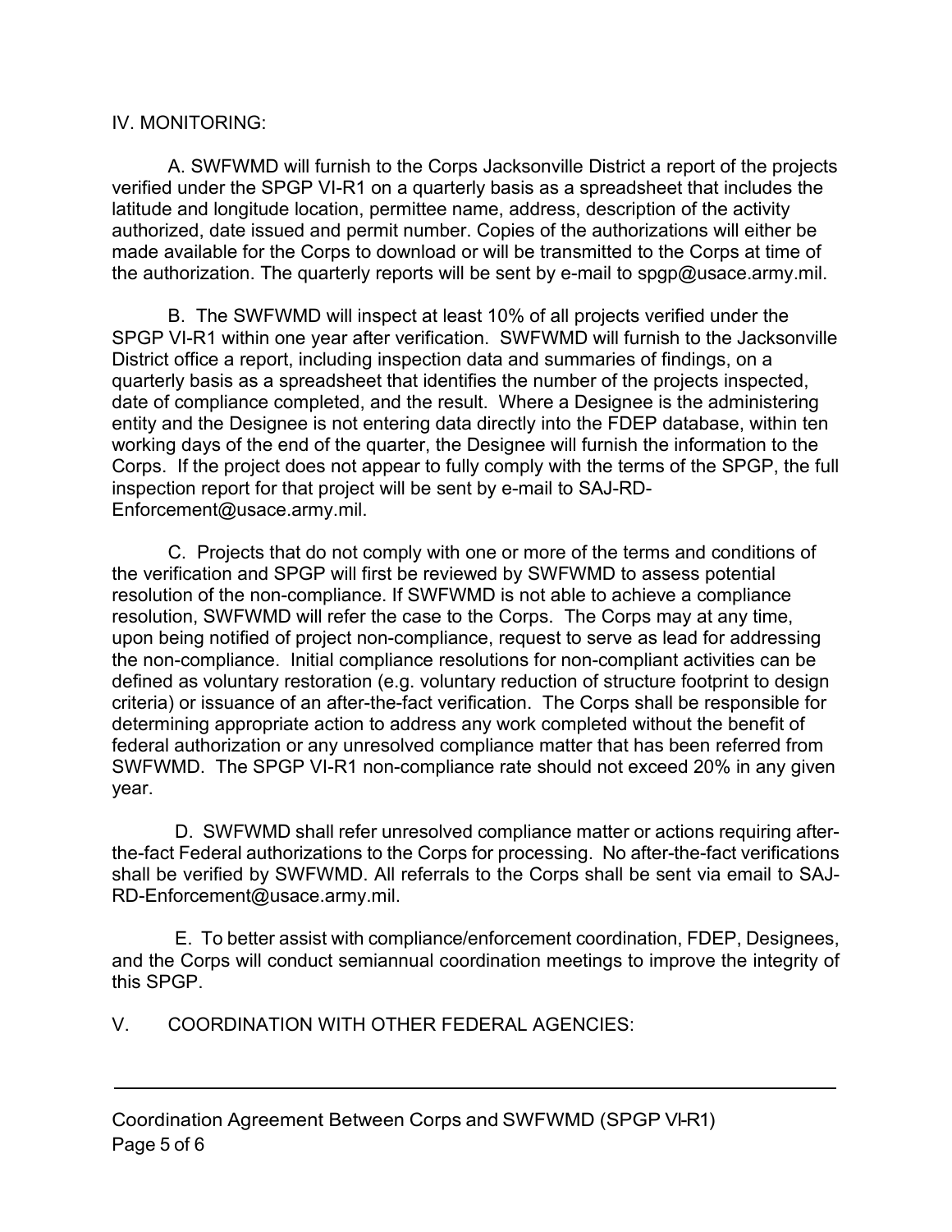## IV. MONITORING:

A. SWFWMD will furnish to the Corps Jacksonville District a report of the projects verified under the SPGP VI-R1 on a quarterly basis as a spreadsheet that includes the latitude and longitude location, permittee name, address, description of the activity authorized, date issued and permit number. Copies of the authorizations will either be made available for the Corps to download or will be transmitted to the Corps at time of the authorization. The quarterly reports will be sent by e-mail to spgp@usace.army.mil.

B. The SWFWMD will inspect at least 10% of all projects verified under the SPGP VI-R1 within one year after verification. SWFWMD will furnish to the Jacksonville District office a report, including inspection data and summaries of findings, on a quarterly basis as a spreadsheet that identifies the number of the projects inspected, date of compliance completed, and the result. Where a Designee is the administering entity and the Designee is not entering data directly into the FDEP database, within ten working days of the end of the quarter, the Designee will furnish the information to the Corps. If the project does not appear to fully comply with the terms of the SPGP, the full inspection report for that project will be sent by e-mail to SAJ-RD-Enforcement@usace.army.mil.

C. Projects that do not comply with one or more of the terms and conditions of the verification and SPGP will first be reviewed by SWFWMD to assess potential resolution of the non-compliance. If SWFWMD is not able to achieve a compliance resolution, SWFWMD will refer the case to the Corps. The Corps may at any time, upon being notified of project non-compliance, request to serve as lead for addressing the non-compliance. Initial compliance resolutions for non-compliant activities can be defined as voluntary restoration (e.g. voluntary reduction of structure footprint to design criteria) or issuance of an after-the-fact verification. The Corps shall be responsible for determining appropriate action to address any work completed without the benefit of federal authorization or any unresolved compliance matter that has been referred from SWFWMD. The SPGP VI-R1 non-compliance rate should not exceed 20% in any given year.

D. SWFWMD shall refer unresolved compliance matter or actions requiring after-the-fact Federal authorizations to the Corps for processing. No after-the-fact verifications shall be verified by SWFWMD. All referrals to the Corps shall be sent via email to SAJ-RD-Enforcement@usace.army.mil.

E. To better assist with compliance/enforcement coordination, FDEP, Designees, and the Corps will conduct semiannual coordination meetings to improve the integrity of this SPGP.

## V. COORDINATION WITH OTHER FEDERAL AGENCIES: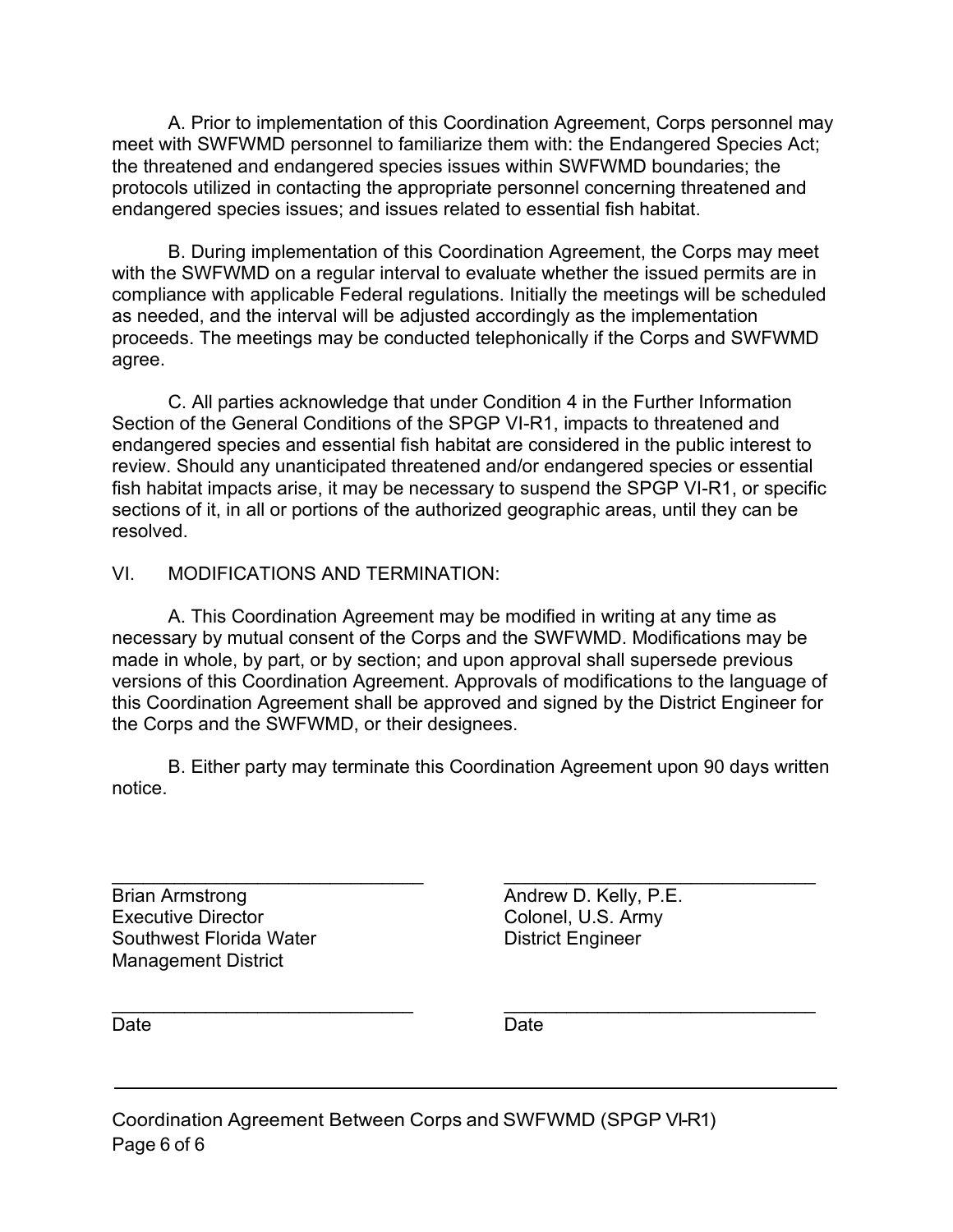A. Prior to implementation of this Coordination Agreement, Corps personnel may meet with SWFWMD personnel to familiarize them with: the Endangered Species Act; the threatened and endangered species issues within SWFWMD boundaries; the protocols utilized in contacting the appropriate personnel concerning threatened and endangered species issues; and issues related to essential fish habitat.

B. During implementation of this Coordination Agreement, the Corps may meet with the SWFWMD on a regular interval to evaluate whether the issued permits are in compliance with applicable Federal regulations. Initially the meetings will be scheduled as needed, and the interval will be adjusted accordingly as the implementation proceeds. The meetings may be conducted telephonically if the Corps and SWFWMD agree.

C. All parties acknowledge that under Condition 4 in the Further Information Section of the General Conditions of the SPGP VI-R1, impacts to threatened and endangered species and essential fish habitat are considered in the public interest to review. Should any unanticipated threatened and/or endangered species or essential fish habitat impacts arise, it may be necessary to suspend the SPGP VI-R1, or specific sections of it, in all or portions of the authorized geographic areas, until they can be resolved.

VI. MODIFICATIONS AND TERMINATION:

A. This Coordination Agreement may be modified in writing at any time as necessary by mutual consent of the Corps and the SWFWMD. Modifications may be made in whole, by part, or by section; and upon approval shall supersede previous versions of this Coordination Agreement. Approvals of modifications to the language of this Coordination Agreement shall be approved and signed by the District Engineer for the Corps and the SWFWMD, or their designees.

B. Either party may terminate this Coordination Agreement upon 90 days written notice.

\_\_\_\_\_\_\_\_\_\_\_\_\_\_\_\_\_\_\_\_\_\_\_\_\_\_\_\_\_\_
Brian Armstrong
Executive Director
Southwest Florida Water Management District

\_\_\_\_\_\_\_\_\_\_\_\_\_\_\_\_\_\_\_\_\_\_\_\_\_\_\_\_\_\_
Date

\_\_\_\_\_\_\_\_\_\_\_\_\_\_\_\_\_\_\_\_\_\_\_\_\_\_\_\_\_\_
Andrew D. Kelly, P.E.
Colonel, U.S. Army
District Engineer

\_\_\_\_\_\_\_\_\_\_\_\_\_\_\_\_\_\_\_\_\_\_\_\_\_\_\_\_\_\_
Date